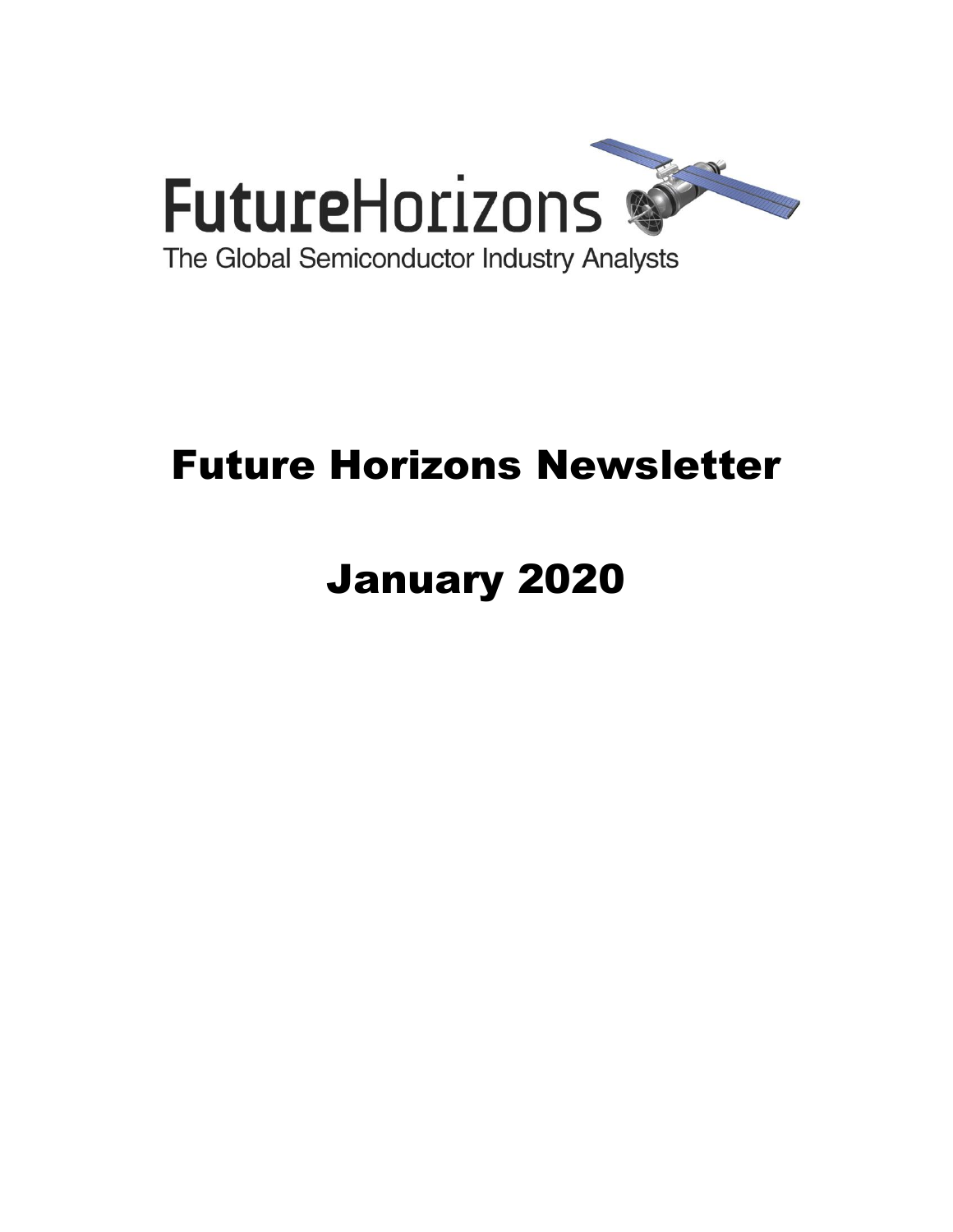FutureHorizons

The Global Semiconductor Industry Analysts

# Future Horizons Newsletter

# January 2020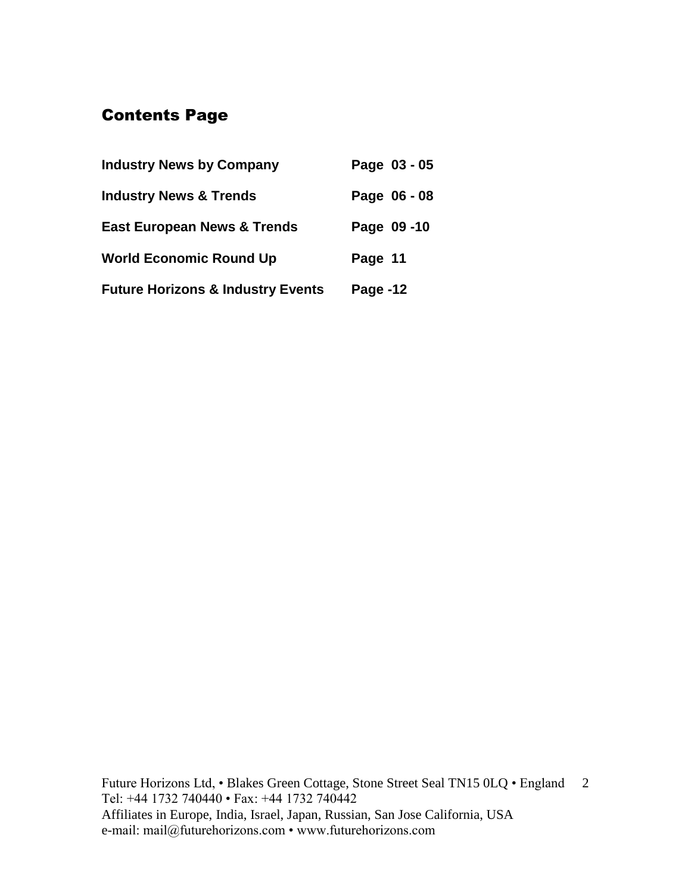# Contents Page

| | |
|---|---|
| **Industry News by Company** | **Page 03 - 05** |
| **Industry News & Trends** | **Page 06 - 08** |
| **East European News & Trends** | **Page 09 -10** |
| **World Economic Round Up** | **Page 11** |
| **Future Horizons & Industry Events** | **Page -12** |

Future Horizons Ltd, • Blakes Green Cottage, Stone Street Seal TN15 0LQ • England
Tel: +44 1732 740440 • Fax: +44 1732 740442
Affiliates in Europe, India, Israel, Japan, Russian, San Jose California, USA
e-mail: mail@futurehorizons.com • www.futurehorizons.com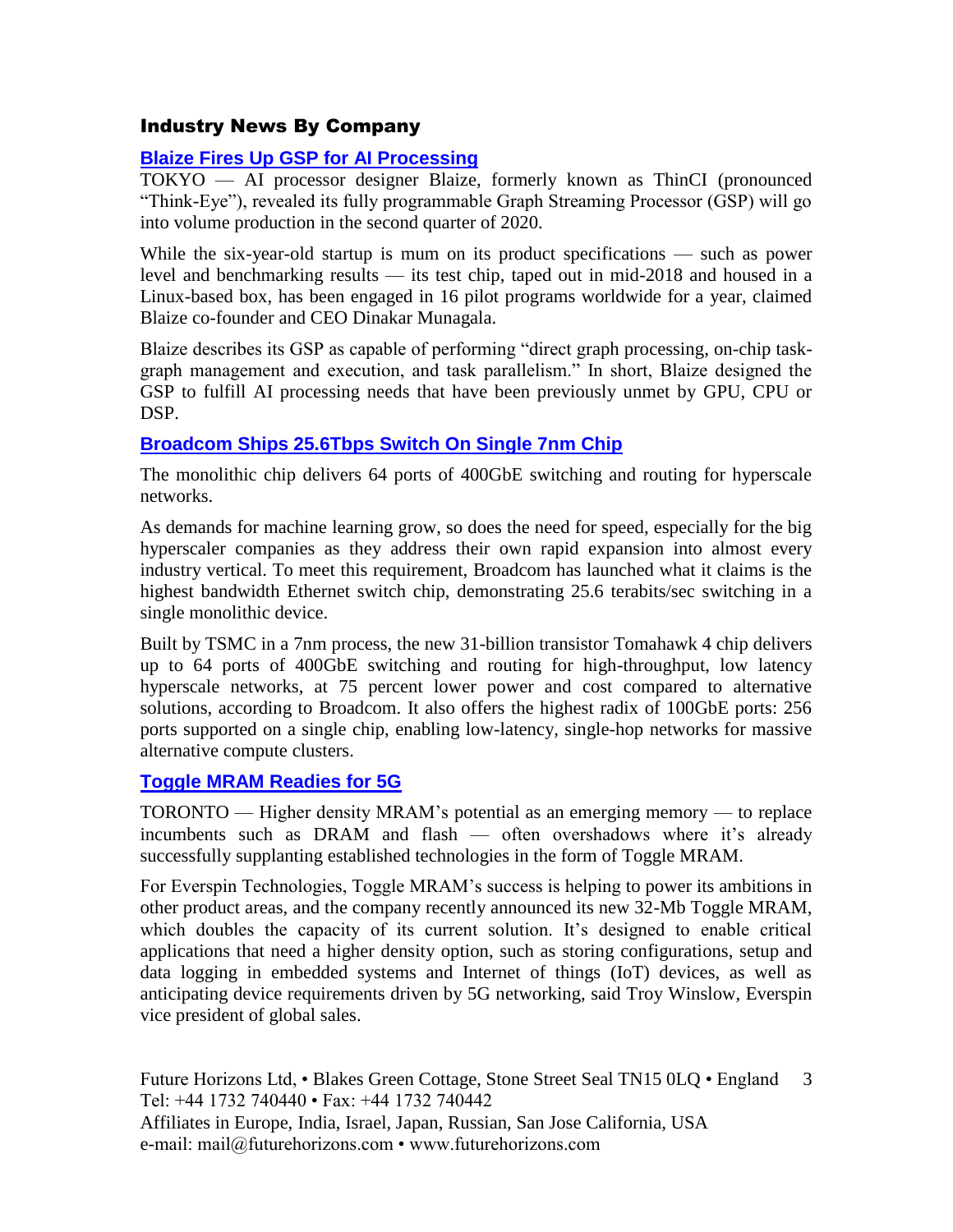## Industry News By Company

### Blaize Fires Up GSP for AI Processing

TOKYO — AI processor designer Blaize, formerly known as ThinCI (pronounced "Think-Eye"), revealed its fully programmable Graph Streaming Processor (GSP) will go into volume production in the second quarter of 2020.

While the six-year-old startup is mum on its product specifications — such as power level and benchmarking results — its test chip, taped out in mid-2018 and housed in a Linux-based box, has been engaged in 16 pilot programs worldwide for a year, claimed Blaize co-founder and CEO Dinakar Munagala.

Blaize describes its GSP as capable of performing "direct graph processing, on-chip task-graph management and execution, and task parallelism." In short, Blaize designed the GSP to fulfill AI processing needs that have been previously unmet by GPU, CPU or DSP.

### Broadcom Ships 25.6Tbps Switch On Single 7nm Chip

The monolithic chip delivers 64 ports of 400GbE switching and routing for hyperscale networks.

As demands for machine learning grow, so does the need for speed, especially for the big hyperscaler companies as they address their own rapid expansion into almost every industry vertical. To meet this requirement, Broadcom has launched what it claims is the highest bandwidth Ethernet switch chip, demonstrating 25.6 terabits/sec switching in a single monolithic device.

Built by TSMC in a 7nm process, the new 31-billion transistor Tomahawk 4 chip delivers up to 64 ports of 400GbE switching and routing for high-throughput, low latency hyperscale networks, at 75 percent lower power and cost compared to alternative solutions, according to Broadcom. It also offers the highest radix of 100GbE ports: 256 ports supported on a single chip, enabling low-latency, single-hop networks for massive alternative compute clusters.

### Toggle MRAM Readies for 5G

TORONTO — Higher density MRAM's potential as an emerging memory — to replace incumbents such as DRAM and flash — often overshadows where it's already successfully supplanting established technologies in the form of Toggle MRAM.

For Everspin Technologies, Toggle MRAM's success is helping to power its ambitions in other product areas, and the company recently announced its new 32-Mb Toggle MRAM, which doubles the capacity of its current solution. It's designed to enable critical applications that need a higher density option, such as storing configurations, setup and data logging in embedded systems and Internet of things (IoT) devices, as well as anticipating device requirements driven by 5G networking, said Troy Winslow, Everspin vice president of global sales.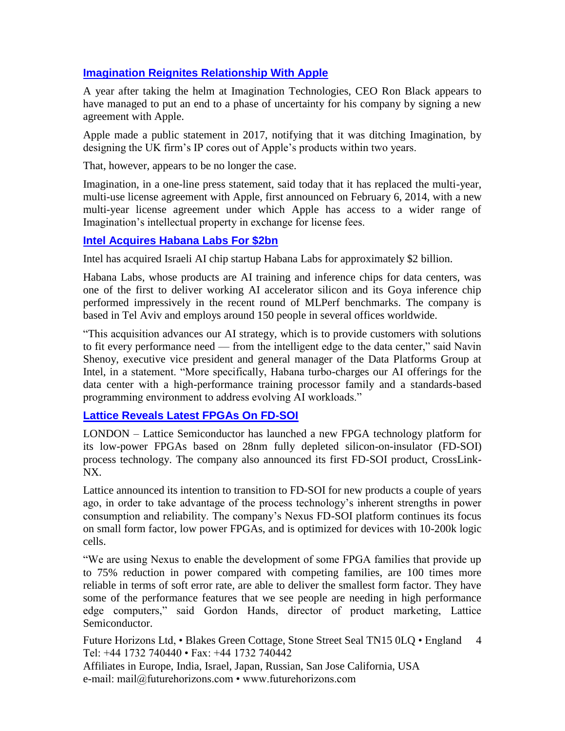## Imagination Reignites Relationship With Apple

A year after taking the helm at Imagination Technologies, CEO Ron Black appears to have managed to put an end to a phase of uncertainty for his company by signing a new agreement with Apple.

Apple made a public statement in 2017, notifying that it was ditching Imagination, by designing the UK firm's IP cores out of Apple's products within two years.

That, however, appears to be no longer the case.

Imagination, in a one-line press statement, said today that it has replaced the multi-year, multi-use license agreement with Apple, first announced on February 6, 2014, with a new multi-year license agreement under which Apple has access to a wider range of Imagination's intellectual property in exchange for license fees.

## Intel Acquires Habana Labs For $2bn

Intel has acquired Israeli AI chip startup Habana Labs for approximately $2 billion.

Habana Labs, whose products are AI training and inference chips for data centers, was one of the first to deliver working AI accelerator silicon and its Goya inference chip performed impressively in the recent round of MLPerf benchmarks. The company is based in Tel Aviv and employs around 150 people in several offices worldwide.

"This acquisition advances our AI strategy, which is to provide customers with solutions to fit every performance need — from the intelligent edge to the data center," said Navin Shenoy, executive vice president and general manager of the Data Platforms Group at Intel, in a statement. "More specifically, Habana turbo-charges our AI offerings for the data center with a high-performance training processor family and a standards-based programming environment to address evolving AI workloads."

## Lattice Reveals Latest FPGAs On FD-SOI

LONDON – Lattice Semiconductor has launched a new FPGA technology platform for its low-power FPGAs based on 28nm fully depleted silicon-on-insulator (FD-SOI) process technology. The company also announced its first FD-SOI product, CrossLink-NX.

Lattice announced its intention to transition to FD-SOI for new products a couple of years ago, in order to take advantage of the process technology's inherent strengths in power consumption and reliability. The company's Nexus FD-SOI platform continues its focus on small form factor, low power FPGAs, and is optimized for devices with 10-200k logic cells.

"We are using Nexus to enable the development of some FPGA families that provide up to 75% reduction in power compared with competing families, are 100 times more reliable in terms of soft error rate, are able to deliver the smallest form factor. They have some of the performance features that we see people are needing in high performance edge computers," said Gordon Hands, director of product marketing, Lattice Semiconductor.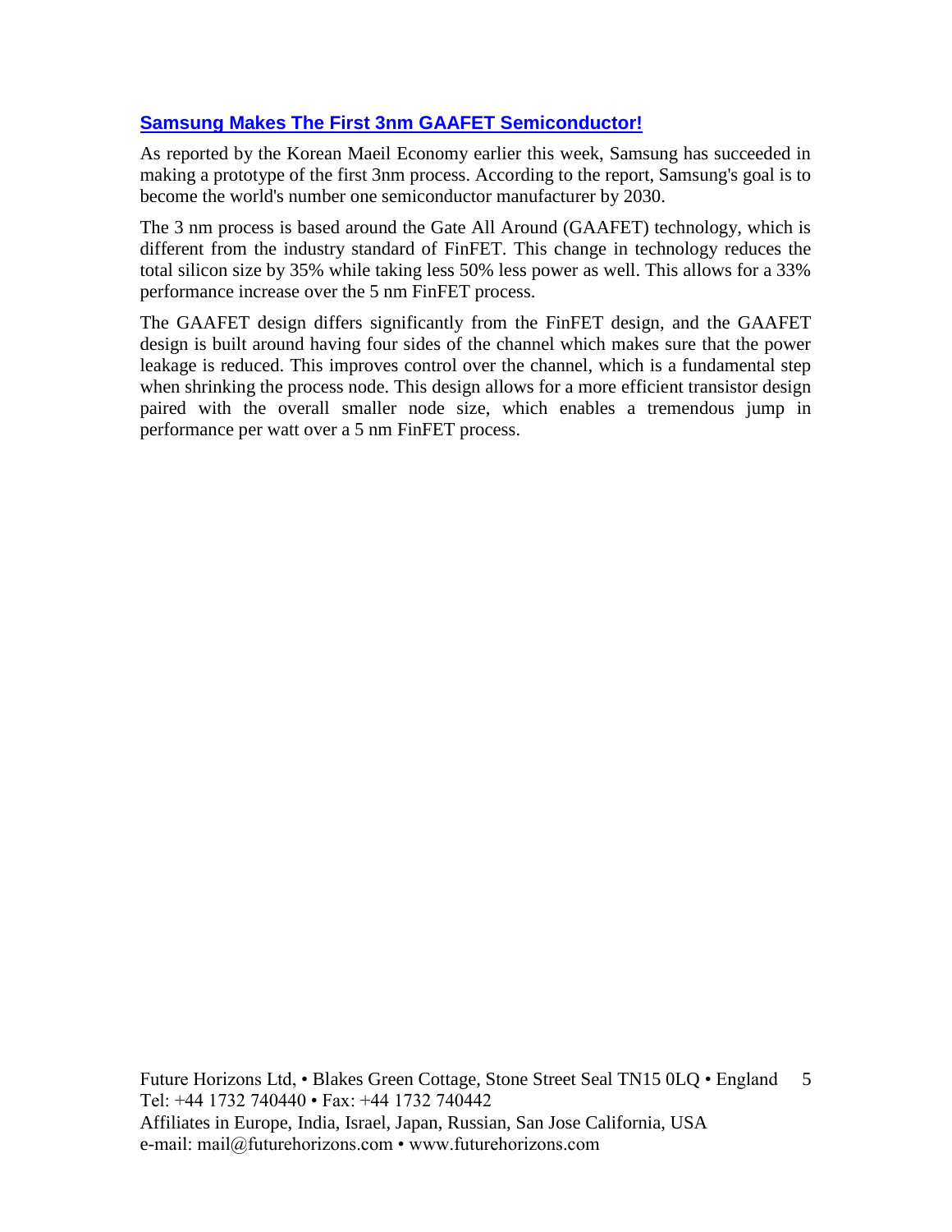## [Samsung Makes The First 3nm GAAFET Semiconductor!]

As reported by the Korean Maeil Economy earlier this week, Samsung has succeeded in making a prototype of the first 3nm process. According to the report, Samsung's goal is to become the world's number one semiconductor manufacturer by 2030.

The 3 nm process is based around the Gate All Around (GAAFET) technology, which is different from the industry standard of FinFET. This change in technology reduces the total silicon size by 35% while taking less 50% less power as well. This allows for a 33% performance increase over the 5 nm FinFET process.

The GAAFET design differs significantly from the FinFET design, and the GAAFET design is built around having four sides of the channel which makes sure that the power leakage is reduced. This improves control over the channel, which is a fundamental step when shrinking the process node. This design allows for a more efficient transistor design paired with the overall smaller node size, which enables a tremendous jump in performance per watt over a 5 nm FinFET process.

Future Horizons Ltd, • Blakes Green Cottage, Stone Street Seal TN15 0LQ • England
Tel: +44 1732 740440 • Fax: +44 1732 740442
Affiliates in Europe, India, Israel, Japan, Russian, San Jose California, USA
e-mail: mail@futurehorizons.com • www.futurehorizons.com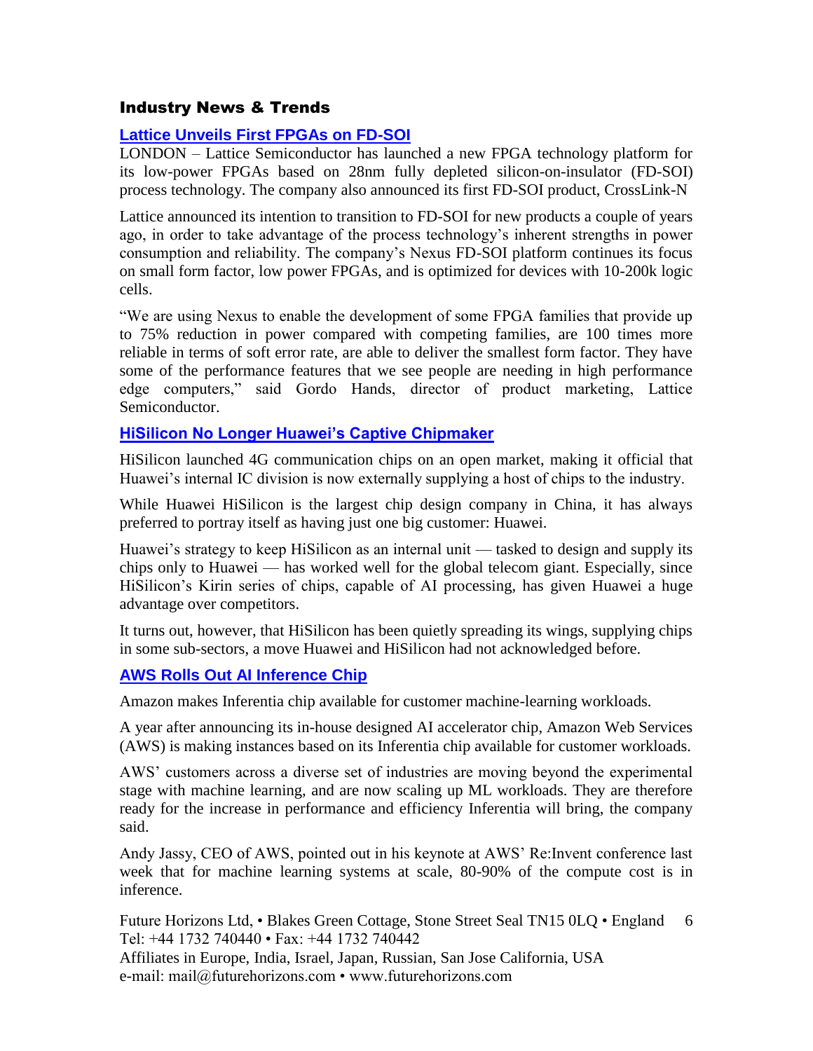## Industry News & Trends

### Lattice Unveils First FPGAs on FD-SOI

LONDON – Lattice Semiconductor has launched a new FPGA technology platform for its low-power FPGAs based on 28nm fully depleted silicon-on-insulator (FD-SOI) process technology. The company also announced its first FD-SOI product, CrossLink-N

Lattice announced its intention to transition to FD-SOI for new products a couple of years ago, in order to take advantage of the process technology's inherent strengths in power consumption and reliability. The company's Nexus FD-SOI platform continues its focus on small form factor, low power FPGAs, and is optimized for devices with 10-200k logic cells.

"We are using Nexus to enable the development of some FPGA families that provide up to 75% reduction in power compared with competing families, are 100 times more reliable in terms of soft error rate, are able to deliver the smallest form factor. They have some of the performance features that we see people are needing in high performance edge computers," said Gordo Hands, director of product marketing, Lattice Semiconductor.

### HiSilicon No Longer Huawei's Captive Chipmaker

HiSilicon launched 4G communication chips on an open market, making it official that Huawei's internal IC division is now externally supplying a host of chips to the industry.

While Huawei HiSilicon is the largest chip design company in China, it has always preferred to portray itself as having just one big customer: Huawei.

Huawei's strategy to keep HiSilicon as an internal unit — tasked to design and supply its chips only to Huawei — has worked well for the global telecom giant. Especially, since HiSilicon's Kirin series of chips, capable of AI processing, has given Huawei a huge advantage over competitors.

It turns out, however, that HiSilicon has been quietly spreading its wings, supplying chips in some sub-sectors, a move Huawei and HiSilicon had not acknowledged before.

### AWS Rolls Out AI Inference Chip

Amazon makes Inferentia chip available for customer machine-learning workloads.

A year after announcing its in-house designed AI accelerator chip, Amazon Web Services (AWS) is making instances based on its Inferentia chip available for customer workloads.

AWS' customers across a diverse set of industries are moving beyond the experimental stage with machine learning, and are now scaling up ML workloads. They are therefore ready for the increase in performance and efficiency Inferentia will bring, the company said.

Andy Jassy, CEO of AWS, pointed out in his keynote at AWS' Re:Invent conference last week that for machine learning systems at scale, 80-90% of the compute cost is in inference.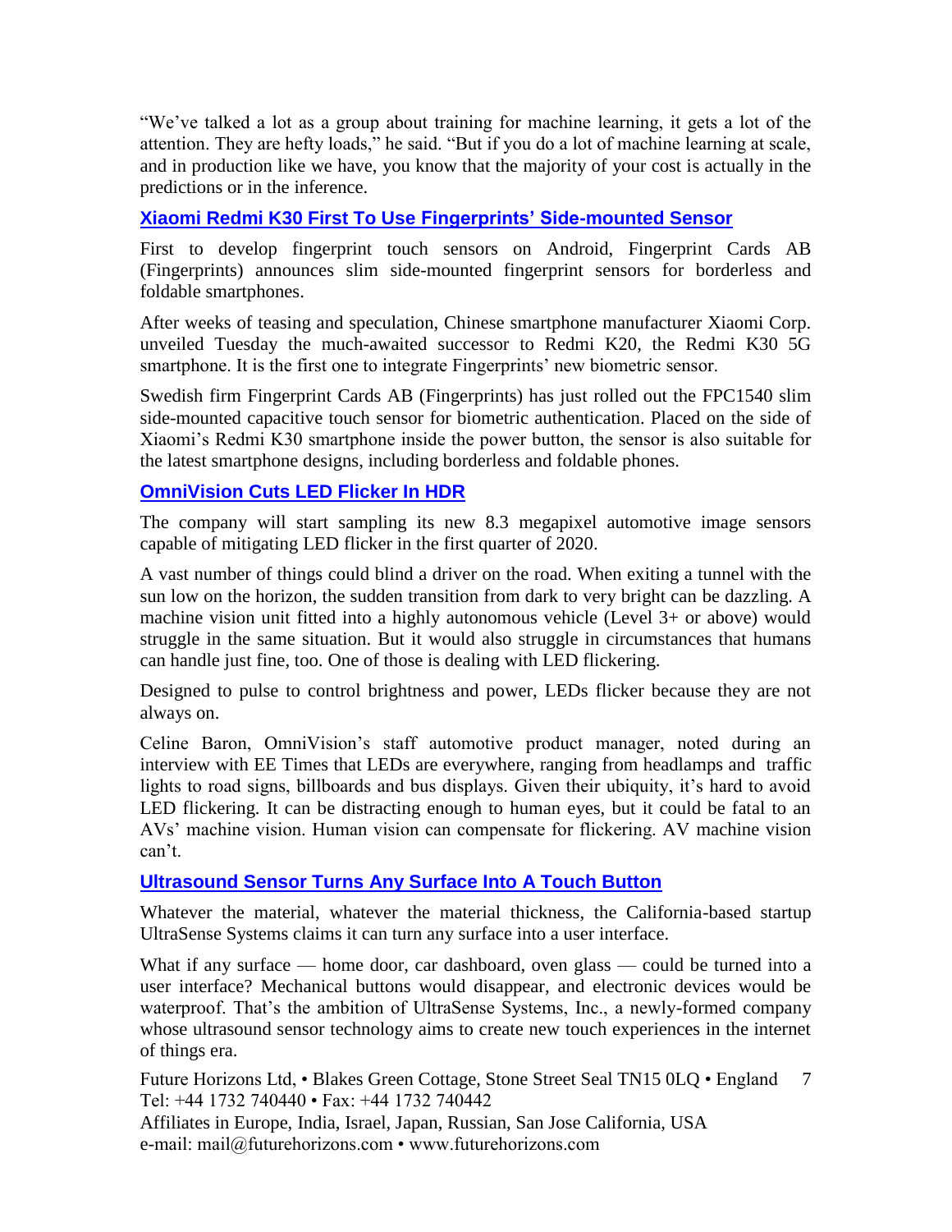"We've talked a lot as a group about training for machine learning, it gets a lot of the attention. They are hefty loads," he said. "But if you do a lot of machine learning at scale, and in production like we have, you know that the majority of your cost is actually in the predictions or in the inference.

### Xiaomi Redmi K30 First To Use Fingerprints' Side-mounted Sensor

First to develop fingerprint touch sensors on Android, Fingerprint Cards AB (Fingerprints) announces slim side-mounted fingerprint sensors for borderless and foldable smartphones.

After weeks of teasing and speculation, Chinese smartphone manufacturer Xiaomi Corp. unveiled Tuesday the much-awaited successor to Redmi K20, the Redmi K30 5G smartphone. It is the first one to integrate Fingerprints' new biometric sensor.

Swedish firm Fingerprint Cards AB (Fingerprints) has just rolled out the FPC1540 slim side-mounted capacitive touch sensor for biometric authentication. Placed on the side of Xiaomi's Redmi K30 smartphone inside the power button, the sensor is also suitable for the latest smartphone designs, including borderless and foldable phones.

### OmniVision Cuts LED Flicker In HDR

The company will start sampling its new 8.3 megapixel automotive image sensors capable of mitigating LED flicker in the first quarter of 2020.

A vast number of things could blind a driver on the road. When exiting a tunnel with the sun low on the horizon, the sudden transition from dark to very bright can be dazzling. A machine vision unit fitted into a highly autonomous vehicle (Level 3+ or above) would struggle in the same situation. But it would also struggle in circumstances that humans can handle just fine, too. One of those is dealing with LED flickering.

Designed to pulse to control brightness and power, LEDs flicker because they are not always on.

Celine Baron, OmniVision's staff automotive product manager, noted during an interview with EE Times that LEDs are everywhere, ranging from headlamps and traffic lights to road signs, billboards and bus displays. Given their ubiquity, it's hard to avoid LED flickering. It can be distracting enough to human eyes, but it could be fatal to an AVs' machine vision. Human vision can compensate for flickering. AV machine vision can't.

### Ultrasound Sensor Turns Any Surface Into A Touch Button

Whatever the material, whatever the material thickness, the California-based startup UltraSense Systems claims it can turn any surface into a user interface.

What if any surface — home door, car dashboard, oven glass — could be turned into a user interface? Mechanical buttons would disappear, and electronic devices would be waterproof. That's the ambition of UltraSense Systems, Inc., a newly-formed company whose ultrasound sensor technology aims to create new touch experiences in the internet of things era.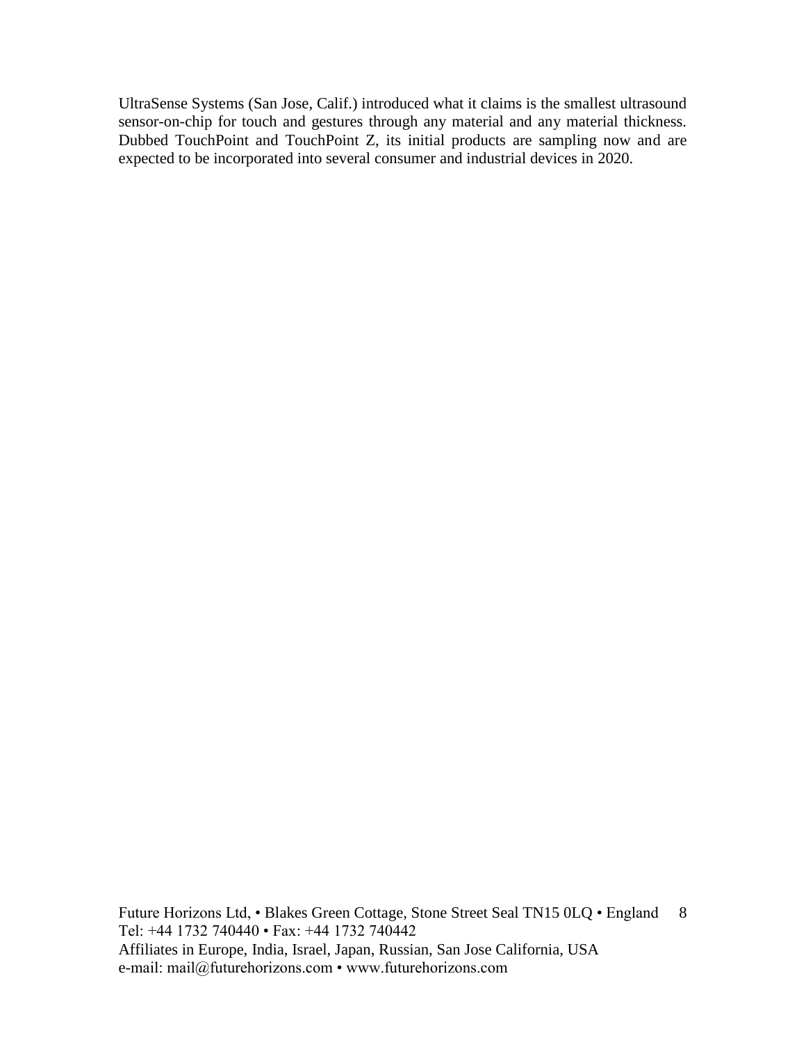UltraSense Systems (San Jose, Calif.) introduced what it claims is the smallest ultrasound sensor-on-chip for touch and gestures through any material and any material thickness. Dubbed TouchPoint and TouchPoint Z, its initial products are sampling now and are expected to be incorporated into several consumer and industrial devices in 2020.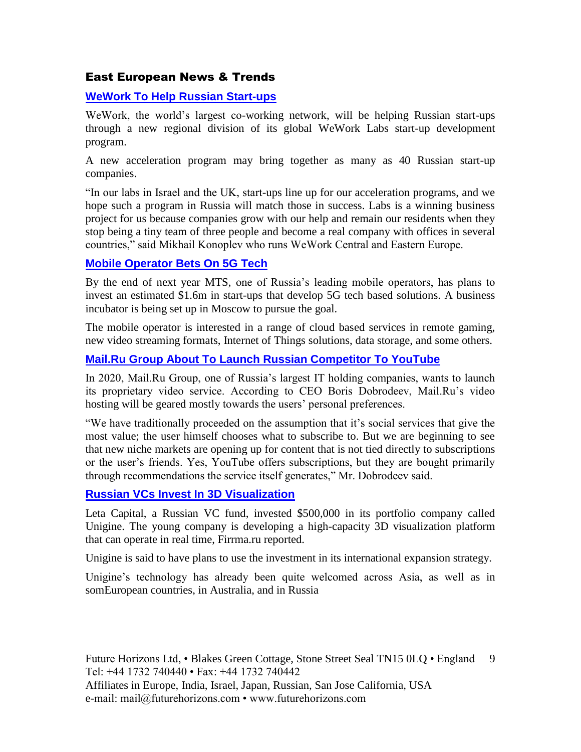## East European News & Trends

### WeWork To Help Russian Start-ups

WeWork, the world's largest co-working network, will be helping Russian start-ups through a new regional division of its global WeWork Labs start-up development program.

A new acceleration program may bring together as many as 40 Russian start-up companies.

"In our labs in Israel and the UK, start-ups line up for our acceleration programs, and we hope such a program in Russia will match those in success. Labs is a winning business project for us because companies grow with our help and remain our residents when they stop being a tiny team of three people and become a real company with offices in several countries," said Mikhail Konoplev who runs WeWork Central and Eastern Europe.

### Mobile Operator Bets On 5G Tech

By the end of next year MTS, one of Russia's leading mobile operators, has plans to invest an estimated $1.6m in start-ups that develop 5G tech based solutions. A business incubator is being set up in Moscow to pursue the goal.

The mobile operator is interested in a range of cloud based services in remote gaming, new video streaming formats, Internet of Things solutions, data storage, and some others.

### Mail.Ru Group About To Launch Russian Competitor To YouTube

In 2020, Mail.Ru Group, one of Russia's largest IT holding companies, wants to launch its proprietary video service. According to CEO Boris Dobrodeev, Mail.Ru's video hosting will be geared mostly towards the users' personal preferences.

"We have traditionally proceeded on the assumption that it's social services that give the most value; the user himself chooses what to subscribe to. But we are beginning to see that new niche markets are opening up for content that is not tied directly to subscriptions or the user's friends. Yes, YouTube offers subscriptions, but they are bought primarily through recommendations the service itself generates," Mr. Dobrodeev said.

### Russian VCs Invest In 3D Visualization

Leta Capital, a Russian VC fund, invested $500,000 in its portfolio company called Unigine. The young company is developing a high-capacity 3D visualization platform that can operate in real time, Firrma.ru reported.

Unigine is said to have plans to use the investment in its international expansion strategy.

Unigine's technology has already been quite welcomed across Asia, as well as in somEuropean countries, in Australia, and in Russia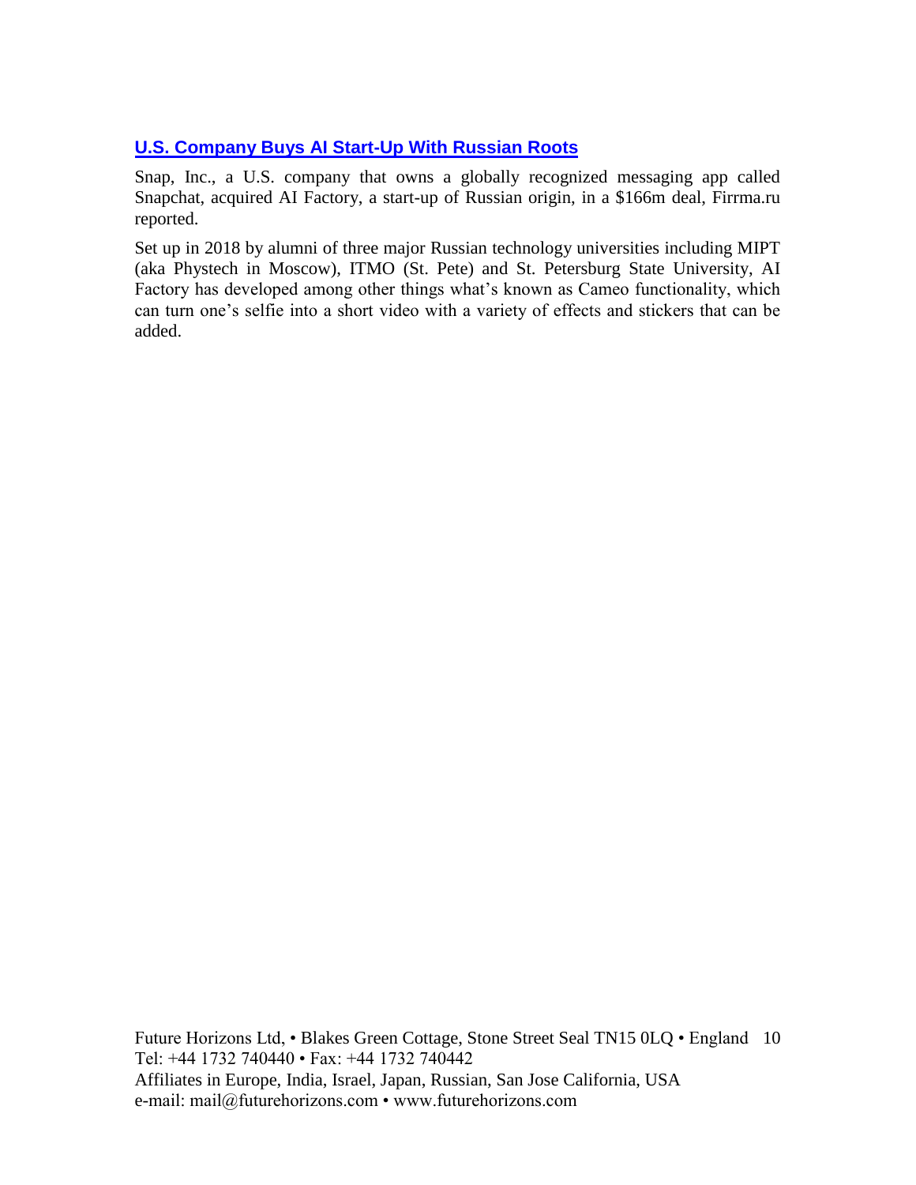## U.S. Company Buys AI Start-Up With Russian Roots

Snap, Inc., a U.S. company that owns a globally recognized messaging app called Snapchat, acquired AI Factory, a start-up of Russian origin, in a $166m deal, Firrma.ru reported.

Set up in 2018 by alumni of three major Russian technology universities including MIPT (aka Phystech in Moscow), ITMO (St. Pete) and St. Petersburg State University, AI Factory has developed among other things what's known as Cameo functionality, which can turn one's selfie into a short video with a variety of effects and stickers that can be added.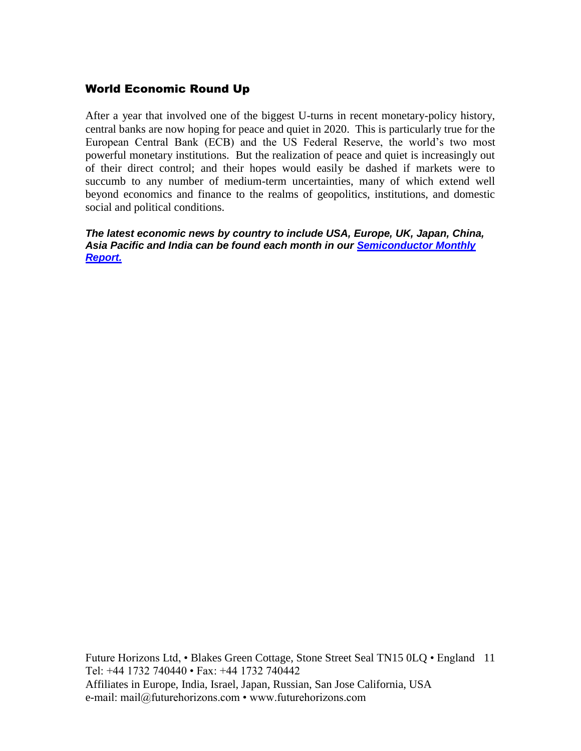## World Economic Round Up

After a year that involved one of the biggest U-turns in recent monetary-policy history, central banks are now hoping for peace and quiet in 2020. This is particularly true for the European Central Bank (ECB) and the US Federal Reserve, the world's two most powerful monetary institutions. But the realization of peace and quiet is increasingly out of their direct control; and their hopes would easily be dashed if markets were to succumb to any number of medium-term uncertainties, many of which extend well beyond economics and finance to the realms of geopolitics, institutions, and domestic social and political conditions.

***The latest economic news by country to include USA, Europe, UK, Japan, China, Asia Pacific and India can be found each month in our [Semiconductor Monthly Report.]()***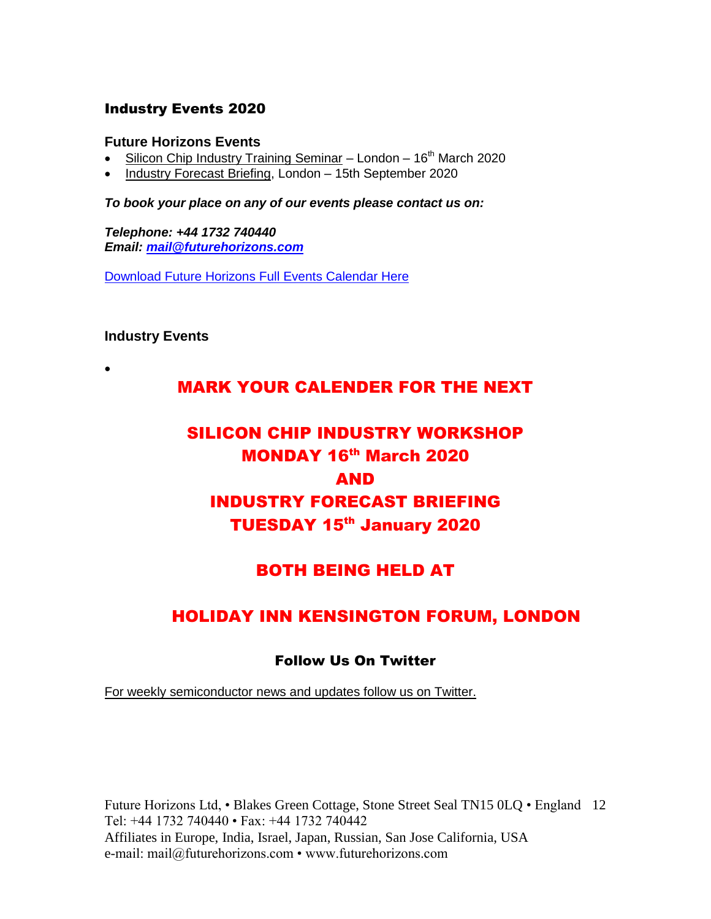## Industry Events 2020

### Future Horizons Events

- Silicon Chip Industry Training Seminar – London – 16th March 2020
- Industry Forecast Briefing, London – 15th September 2020

***To book your place on any of our events please contact us on:***

***Telephone: +44 1732 740440***
***Email: mail@futurehorizons.com***

Download Future Horizons Full Events Calendar Here

### Industry Events

-

**MARK YOUR CALENDER FOR THE NEXT**

**SILICON CHIP INDUSTRY WORKSHOP**
**MONDAY 16th March 2020**
**AND**
**INDUSTRY FORECAST BRIEFING**
**TUESDAY 15th January 2020**

**BOTH BEING HELD AT**

**HOLIDAY INN KENSINGTON FORUM, LONDON**

**Follow Us On Twitter**

For weekly semiconductor news and updates follow us on Twitter.

Future Horizons Ltd, • Blakes Green Cottage, Stone Street Seal TN15 0LQ • England
Tel: +44 1732 740440 • Fax: +44 1732 740442
Affiliates in Europe, India, Israel, Japan, Russian, San Jose California, USA
e-mail: mail@futurehorizons.com • www.futurehorizons.com